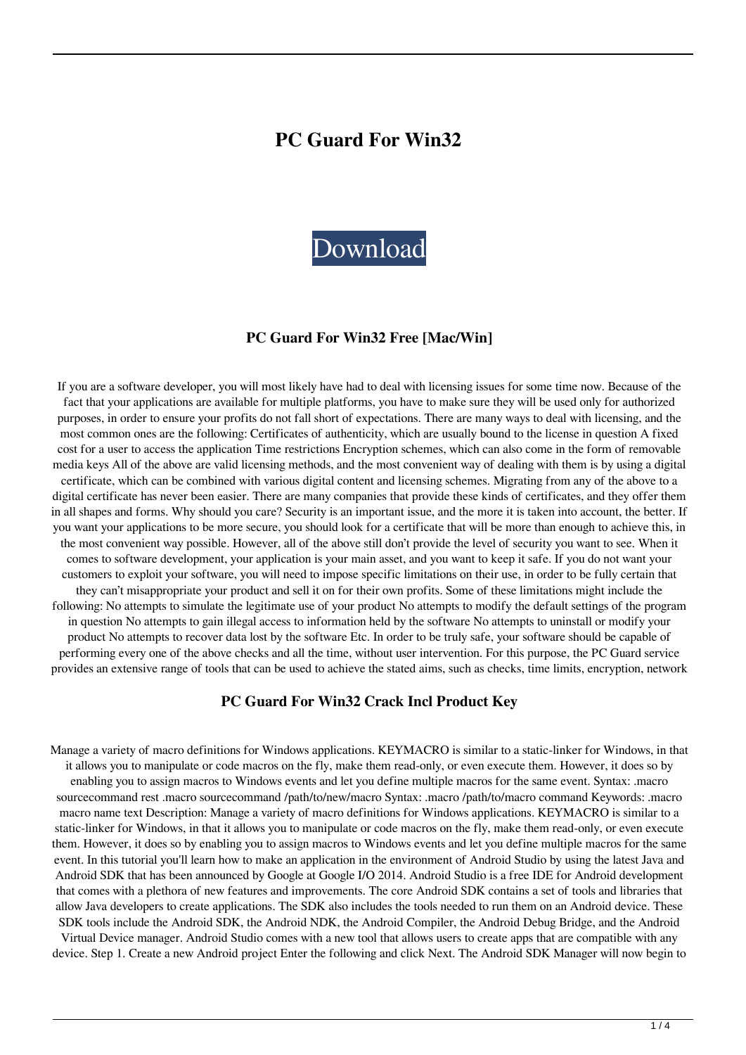# PC Guard For Win32

Download

### PC Guard For Win32 Free [Mac/Win]

If you are a software developer, you will most likely have had to deal with licensing issues for some time now. Because of the fact that your applications are available for multiple platforms, you have to make sure they will be used only for authorized purposes, in order to ensure your profits do not fall short of expectations. There are many ways to deal with licensing, and the most common ones are the following: Certificates of authenticity, which are usually bound to the license in question A fixed cost for a user to access the application Time restrictions Encryption schemes, which can also come in the form of removable media keys All of the above are valid licensing methods, and the most convenient way of dealing with them is by using a digital certificate, which can be combined with various digital content and licensing schemes. Migrating from any of the above to a digital certificate has never been easier. There are many companies that provide these kinds of certificates, and they offer them in all shapes and forms. Why should you care? Security is an important issue, and the more it is taken into account, the better. If you want your applications to be more secure, you should look for a certificate that will be more than enough to achieve this, in the most convenient way possible. However, all of the above still don't provide the level of security you want to see. When it comes to software development, your application is your main asset, and you want to keep it safe. If you do not want your customers to exploit your software, you will need to impose specific limitations on their use, in order to be fully certain that they can't misappropriate your product and sell it on for their own profits. Some of these limitations might include the following: No attempts to simulate the legitimate use of your product No attempts to modify the default settings of the program in question No attempts to gain illegal access to information held by the software No attempts to uninstall or modify your product No attempts to recover data lost by the software Etc. In order to be truly safe, your software should be capable of performing every one of the above checks and all the time, without user intervention. For this purpose, the PC Guard service provides an extensive range of tools that can be used to achieve the stated aims, such as checks, time limits, encryption, network

### PC Guard For Win32 Crack Incl Product Key

Manage a variety of macro definitions for Windows applications. KEYMACRO is similar to a static-linker for Windows, in that it allows you to manipulate or code macros on the fly, make them read-only, or even execute them. However, it does so by enabling you to assign macros to Windows events and let you define multiple macros for the same event. Syntax: .macro sourcecommand rest .macro sourcecommand /path/to/new/macro Syntax: .macro /path/to/macro command Keywords: .macro macro name text Description: Manage a variety of macro definitions for Windows applications. KEYMACRO is similar to a static-linker for Windows, in that it allows you to manipulate or code macros on the fly, make them read-only, or even execute them. However, it does so by enabling you to assign macros to Windows events and let you define multiple macros for the same event. In this tutorial you'll learn how to make an application in the environment of Android Studio by using the latest Java and Android SDK that has been announced by Google at Google I/O 2014. Android Studio is a free IDE for Android development that comes with a plethora of new features and improvements. The core Android SDK contains a set of tools and libraries that allow Java developers to create applications. The SDK also includes the tools needed to run them on an Android device. These SDK tools include the Android SDK, the Android NDK, the Android Compiler, the Android Debug Bridge, and the Android Virtual Device manager. Android Studio comes with a new tool that allows users to create apps that are compatible with any device. Step 1. Create a new Android project Enter the following and click Next. The Android SDK Manager will now begin to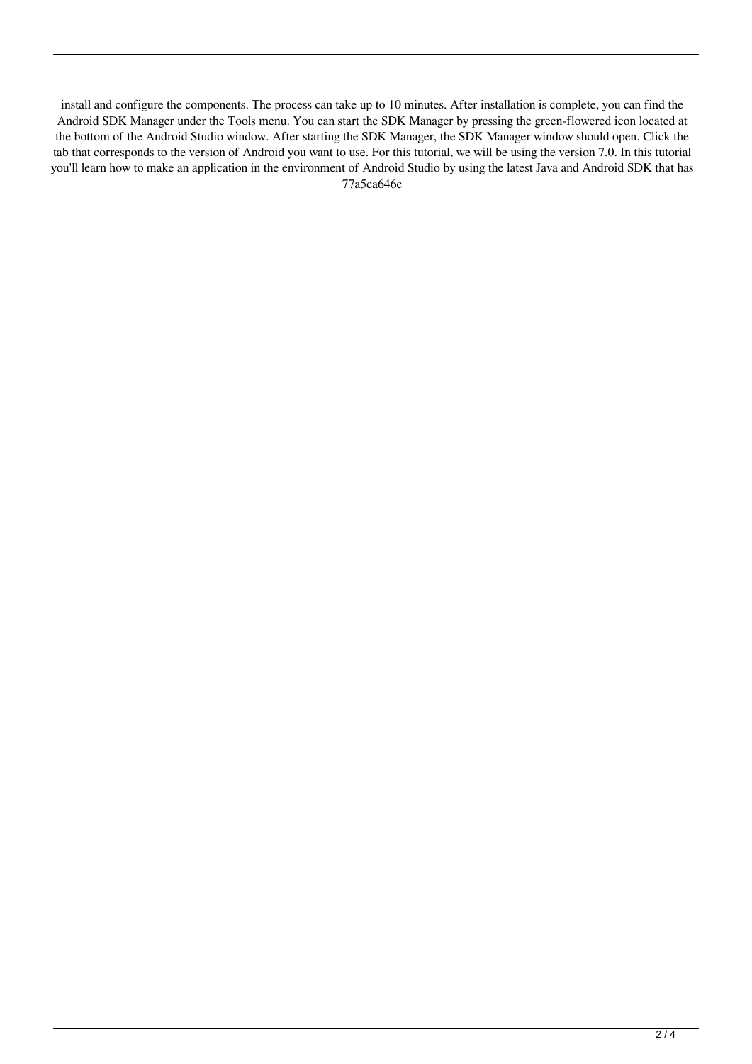install and configure the components. The process can take up to 10 minutes. After installation is complete, you can find the Android SDK Manager under the Tools menu. You can start the SDK Manager by pressing the green-flowered icon located at the bottom of the Android Studio window. After starting the SDK Manager, the SDK Manager window should open. Click the tab that corresponds to the version of Android you want to use. For this tutorial, we will be using the version 7.0. In this tutorial you'll learn how to make an application in the environment of Android Studio by using the latest Java and Android SDK that has 77a5ca646e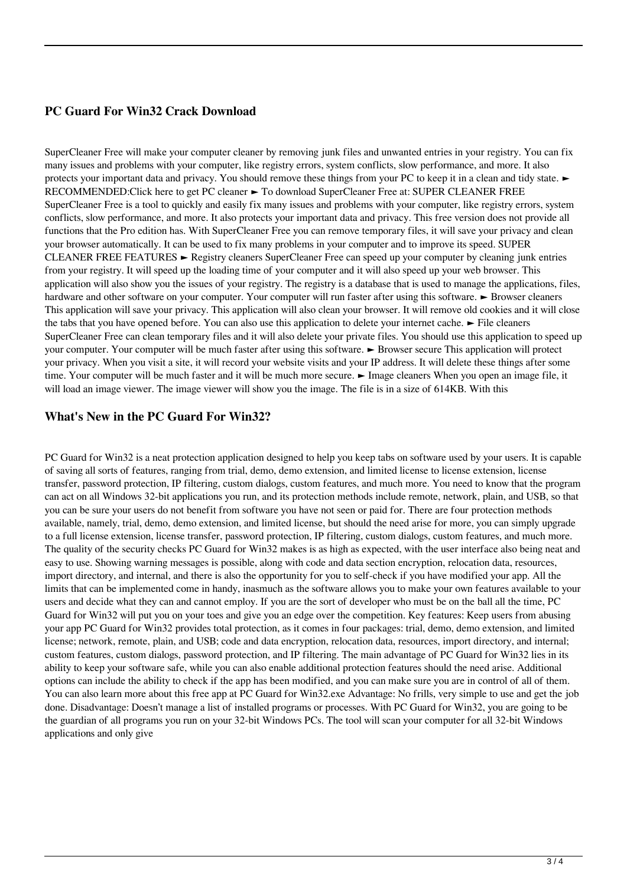## PC Guard For Win32 Crack Download

SuperCleaner Free will make your computer cleaner by removing junk files and unwanted entries in your registry. You can fix many issues and problems with your computer, like registry errors, system conflicts, slow performance, and more. It also protects your important data and privacy. You should remove these things from your PC to keep it in a clean and tidy state. ► RECOMMENDED:Click here to get PC cleaner ► To download SuperCleaner Free at: SUPER CLEANER FREE SuperCleaner Free is a tool to quickly and easily fix many issues and problems with your computer, like registry errors, system conflicts, slow performance, and more. It also protects your important data and privacy. This free version does not provide all functions that the Pro edition has. With SuperCleaner Free you can remove temporary files, it will save your privacy and clean your browser automatically. It can be used to fix many problems in your computer and to improve its speed. SUPER CLEANER FREE FEATURES ► Registry cleaners SuperCleaner Free can speed up your computer by cleaning junk entries from your registry. It will speed up the loading time of your computer and it will also speed up your web browser. This application will also show you the issues of your registry. The registry is a database that is used to manage the applications, files, hardware and other software on your computer. Your computer will run faster after using this software. ► Browser cleaners This application will save your privacy. This application will also clean your browser. It will remove old cookies and it will close the tabs that you have opened before. You can also use this application to delete your internet cache. ► File cleaners SuperCleaner Free can clean temporary files and it will also delete your private files. You should use this application to speed up your computer. Your computer will be much faster after using this software. ► Browser secure This application will protect your privacy. When you visit a site, it will record your website visits and your IP address. It will delete these things after some time. Your computer will be much faster and it will be much more secure. ► Image cleaners When you open an image file, it will load an image viewer. The image viewer will show you the image. The file is in a size of 614KB. With this

## What's New in the PC Guard For Win32?

PC Guard for Win32 is a neat protection application designed to help you keep tabs on software used by your users. It is capable of saving all sorts of features, ranging from trial, demo, demo extension, and limited license to license extension, license transfer, password protection, IP filtering, custom dialogs, custom features, and much more. You need to know that the program can act on all Windows 32-bit applications you run, and its protection methods include remote, network, plain, and USB, so that you can be sure your users do not benefit from software you have not seen or paid for. There are four protection methods available, namely, trial, demo, demo extension, and limited license, but should the need arise for more, you can simply upgrade to a full license extension, license transfer, password protection, IP filtering, custom dialogs, custom features, and much more. The quality of the security checks PC Guard for Win32 makes is as high as expected, with the user interface also being neat and easy to use. Showing warning messages is possible, along with code and data section encryption, relocation data, resources, import directory, and internal, and there is also the opportunity for you to self-check if you have modified your app. All the limits that can be implemented come in handy, inasmuch as the software allows you to make your own features available to your users and decide what they can and cannot employ. If you are the sort of developer who must be on the ball all the time, PC Guard for Win32 will put you on your toes and give you an edge over the competition. Key features: Keep users from abusing your app PC Guard for Win32 provides total protection, as it comes in four packages: trial, demo, demo extension, and limited license; network, remote, plain, and USB; code and data encryption, relocation data, resources, import directory, and internal; custom features, custom dialogs, password protection, and IP filtering. The main advantage of PC Guard for Win32 lies in its ability to keep your software safe, while you can also enable additional protection features should the need arise. Additional options can include the ability to check if the app has been modified, and you can make sure you are in control of all of them. You can also learn more about this free app at PC Guard for Win32.exe Advantage: No frills, very simple to use and get the job done. Disadvantage: Doesn't manage a list of installed programs or processes. With PC Guard for Win32, you are going to be the guardian of all programs you run on your 32-bit Windows PCs. The tool will scan your computer for all 32-bit Windows applications and only give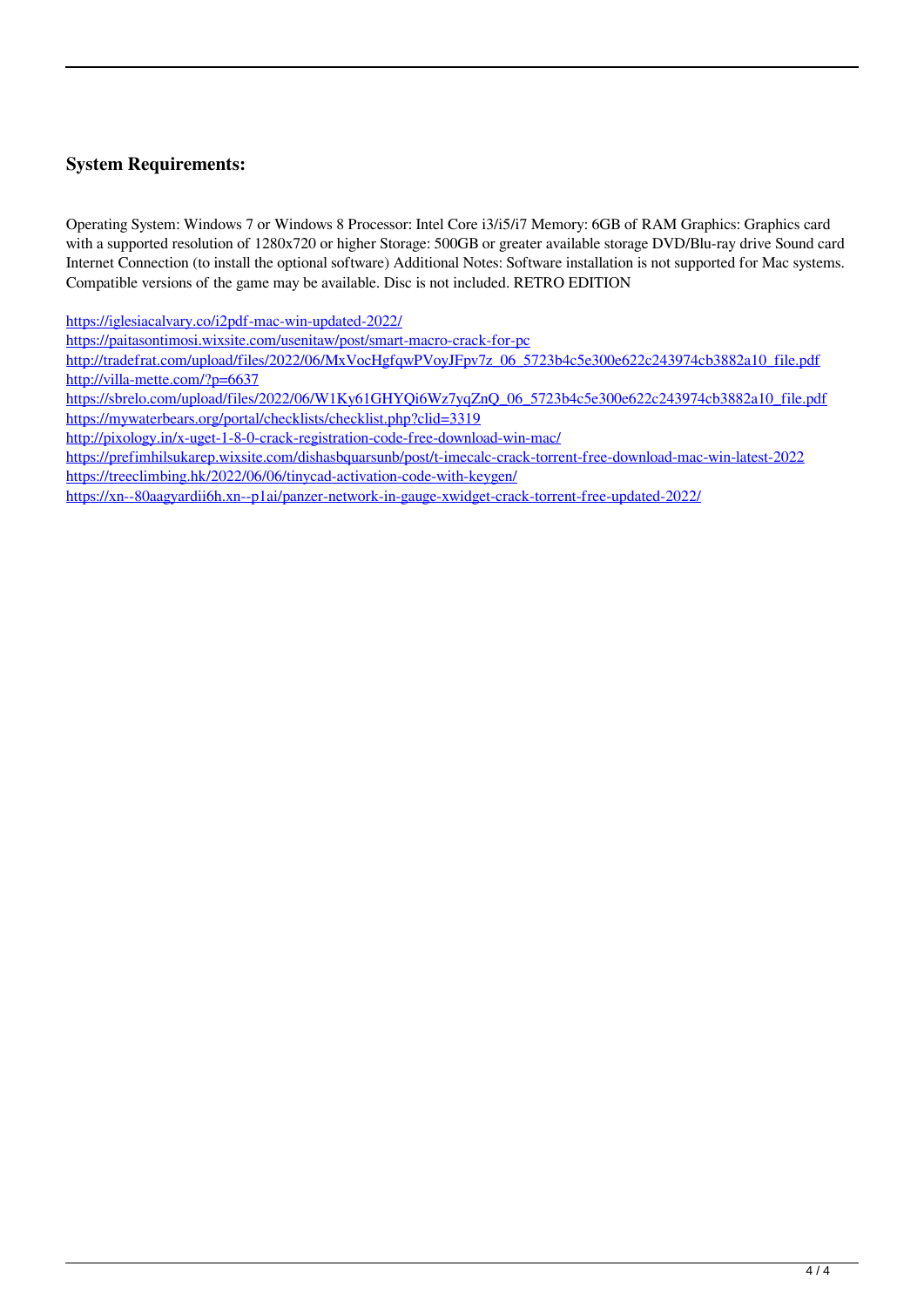## System Requirements:

Operating System: Windows 7 or Windows 8 Processor: Intel Core i3/i5/i7 Memory: 6GB of RAM Graphics: Graphics card with a supported resolution of 1280x720 or higher Storage: 500GB or greater available storage DVD/Blu-ray drive Sound card Internet Connection (to install the optional software) Additional Notes: Software installation is not supported for Mac systems. Compatible versions of the game may be available. Disc is not included. RETRO EDITION

https://iglesiacalvary.co/i2pdf-mac-win-updated-2022/
https://paitasontimosi.wixsite.com/usenitaw/post/smart-macro-crack-for-pc
http://tradefrat.com/upload/files/2022/06/MxVocHgfqwPVoyJFpv7z_06_5723b4c5e300e622c243974cb3882a10_file.pdf
http://villa-mette.com/?p=6637
https://sbrelo.com/upload/files/2022/06/W1Ky61GHYQi6Wz7yqZnQ_06_5723b4c5e300e622c243974cb3882a10_file.pdf
https://mywaterbears.org/portal/checklists/checklist.php?clid=3319
http://pixology.in/x-uget-1-8-0-crack-registration-code-free-download-win-mac/
https://prefimhilsukarep.wixsite.com/dishasbquarsunb/post/t-imecalc-crack-torrent-free-download-mac-win-latest-2022
https://treeclimbing.hk/2022/06/06/tinycad-activation-code-with-keygen/
https://xn--80aagyardii6h.xn--p1ai/panzer-network-in-gauge-xwidget-crack-torrent-free-updated-2022/